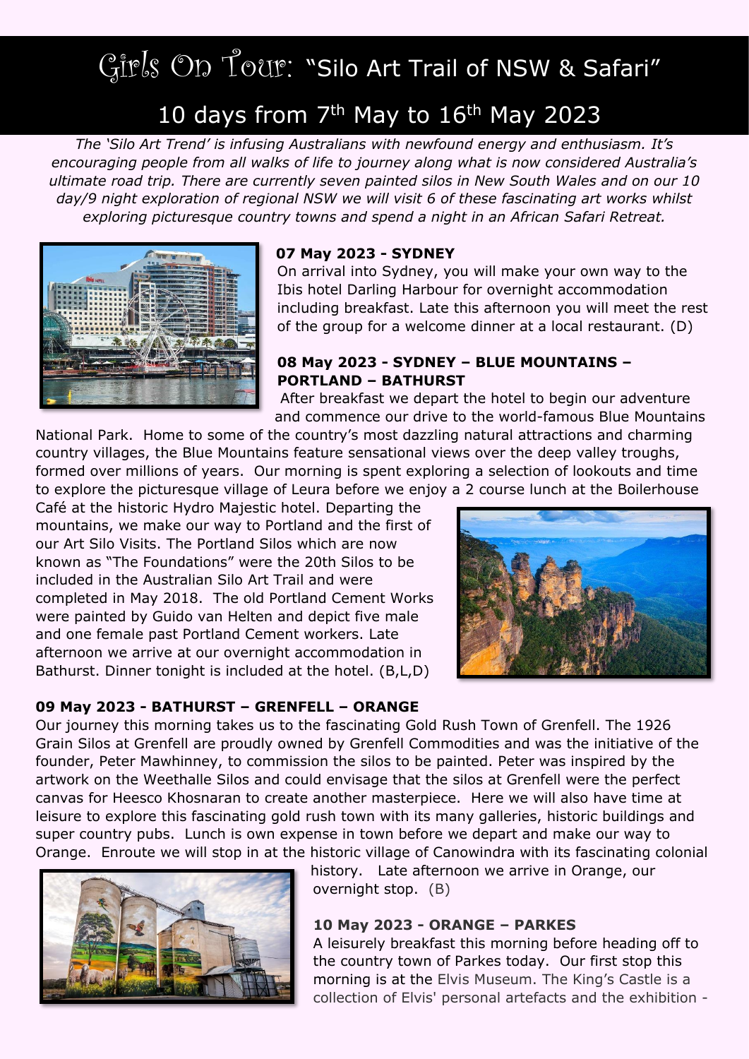# Girls On Tour: "Silo Art Trail of NSW & Safari"

## 10 days from 7th May to 16th May 2023

*The 'Silo Art Trend' is infusing Australians with newfound energy and enthusiasm. It's encouraging people from all walks of life to journey along what is now considered Australia's ultimate road trip. There are currently seven painted silos in New South Wales and on our 10 day/9 night exploration of regional NSW we will visit 6 of these fascinating art works whilst exploring picturesque country towns and spend a night in an African Safari Retreat.*

**07 May 2023 - SYDNEY**

On arrival into Sydney, you will make your own way to the Ibis hotel Darling Harbour for overnight accommodation including breakfast. Late this afternoon you will meet the rest of the group for a welcome dinner at a local restaurant. (D)

**08 May 2023 - SYDNEY – BLUE MOUNTAINS – PORTLAND – BATHURST**

After breakfast we depart the hotel to begin our adventure and commence our drive to the world-famous Blue Mountains National Park. Home to some of the country's most dazzling natural attractions and charming country villages, the Blue Mountains feature sensational views over the deep valley troughs, formed over millions of years. Our morning is spent exploring a selection of lookouts and time to explore the picturesque village of Leura before we enjoy a 2 course lunch at the Boilerhouse Café at the historic Hydro Majestic hotel. Departing the mountains, we make our way to Portland and the first of our Art Silo Visits. The Portland Silos which are now known as "The Foundations" were the 20th Silos to be included in the Australian Silo Art Trail and were completed in May 2018. The old Portland Cement Works were painted by Guido van Helten and depict five male and one female past Portland Cement workers. Late afternoon we arrive at our overnight accommodation in Bathurst. Dinner tonight is included at the hotel. (B,L,D)

**09 May 2023 - BATHURST – GRENFELL – ORANGE**

Our journey this morning takes us to the fascinating Gold Rush Town of Grenfell. The 1926 Grain Silos at Grenfell are proudly owned by Grenfell Commodities and was the initiative of the founder, Peter Mawhinney, to commission the silos to be painted. Peter was inspired by the artwork on the Weethalle Silos and could envisage that the silos at Grenfell were the perfect canvas for Heesco Khosnaran to create another masterpiece. Here we will also have time at leisure to explore this fascinating gold rush town with its many galleries, historic buildings and super country pubs. Lunch is own expense in town before we depart and make our way to Orange. Enroute we will stop in at the historic village of Canowindra with its fascinating colonial history. Late afternoon we arrive in Orange, our overnight stop. (B)

**10 May 2023 - ORANGE – PARKES**

A leisurely breakfast this morning before heading off to the country town of Parkes today. Our first stop this morning is at the Elvis Museum. The King's Castle is a collection of Elvis' personal artefacts and the exhibition -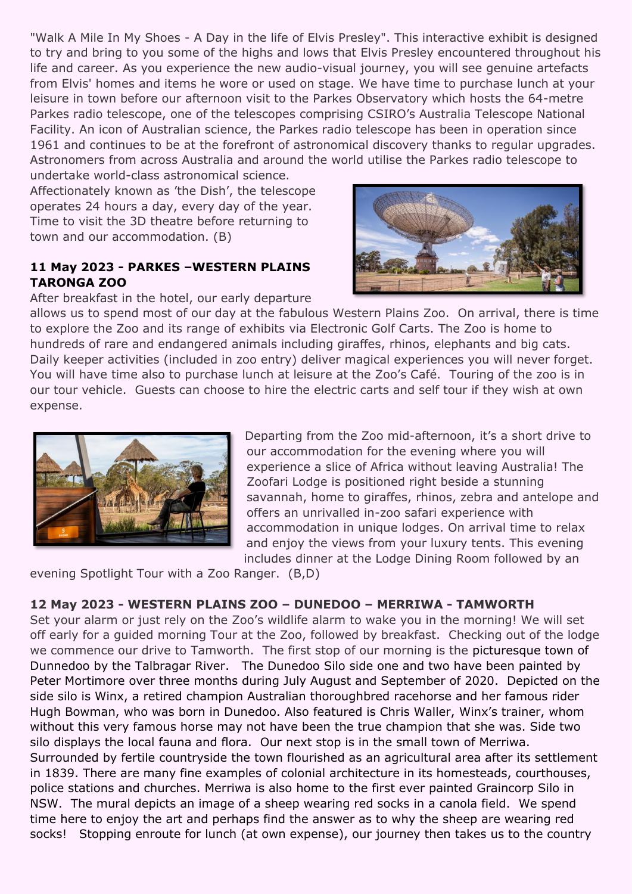"Walk A Mile In My Shoes - A Day in the life of Elvis Presley". This interactive exhibit is designed to try and bring to you some of the highs and lows that Elvis Presley encountered throughout his life and career. As you experience the new audio-visual journey, you will see genuine artefacts from Elvis' homes and items he wore or used on stage. We have time to purchase lunch at your leisure in town before our afternoon visit to the Parkes Observatory which hosts the 64-metre Parkes radio telescope, one of the telescopes comprising CSIRO's Australia Telescope National Facility. An icon of Australian science, the Parkes radio telescope has been in operation since 1961 and continues to be at the forefront of astronomical discovery thanks to regular upgrades. Astronomers from across Australia and around the world utilise the Parkes radio telescope to undertake world-class astronomical science.
Affectionately known as 'the Dish', the telescope operates 24 hours a day, every day of the year. Time to visit the 3D theatre before returning to town and our accommodation. (B)

**11 May 2023 - PARKES –WESTERN PLAINS TARONGA ZOO**

After breakfast in the hotel, our early departure allows us to spend most of our day at the fabulous Western Plains Zoo. On arrival, there is time to explore the Zoo and its range of exhibits via Electronic Golf Carts. The Zoo is home to hundreds of rare and endangered animals including giraffes, rhinos, elephants and big cats. Daily keeper activities (included in zoo entry) deliver magical experiences you will never forget. You will have time also to purchase lunch at leisure at the Zoo's Café. Touring of the zoo is in our tour vehicle. Guests can choose to hire the electric carts and self tour if they wish at own expense.

Departing from the Zoo mid-afternoon, it's a short drive to our accommodation for the evening where you will experience a slice of Africa without leaving Australia! The Zoofari Lodge is positioned right beside a stunning savannah, home to giraffes, rhinos, zebra and antelope and offers an unrivalled in-zoo safari experience with accommodation in unique lodges. On arrival time to relax and enjoy the views from your luxury tents. This evening includes dinner at the Lodge Dining Room followed by an evening Spotlight Tour with a Zoo Ranger. (B,D)

**12 May 2023 - WESTERN PLAINS ZOO – DUNEDOO – MERRIWA - TAMWORTH**

Set your alarm or just rely on the Zoo's wildlife alarm to wake you in the morning! We will set off early for a guided morning Tour at the Zoo, followed by breakfast. Checking out of the lodge we commence our drive to Tamworth. The first stop of our morning is the picturesque town of Dunnedoo by the Talbragar River. The Dunedoo Silo side one and two have been painted by Peter Mortimore over three months during July August and September of 2020. Depicted on the side silo is Winx, a retired champion Australian thoroughbred racehorse and her famous rider Hugh Bowman, who was born in Dunedoo. Also featured is Chris Waller, Winx's trainer, whom without this very famous horse may not have been the true champion that she was. Side two silo displays the local fauna and flora. Our next stop is in the small town of Merriwa. Surrounded by fertile countryside the town flourished as an agricultural area after its settlement in 1839. There are many fine examples of colonial architecture in its homesteads, courthouses, police stations and churches. Merriwa is also home to the first ever painted Graincorp Silo in NSW. The mural depicts an image of a sheep wearing red socks in a canola field. We spend time here to enjoy the art and perhaps find the answer as to why the sheep are wearing red socks! Stopping enroute for lunch (at own expense), our journey then takes us to the country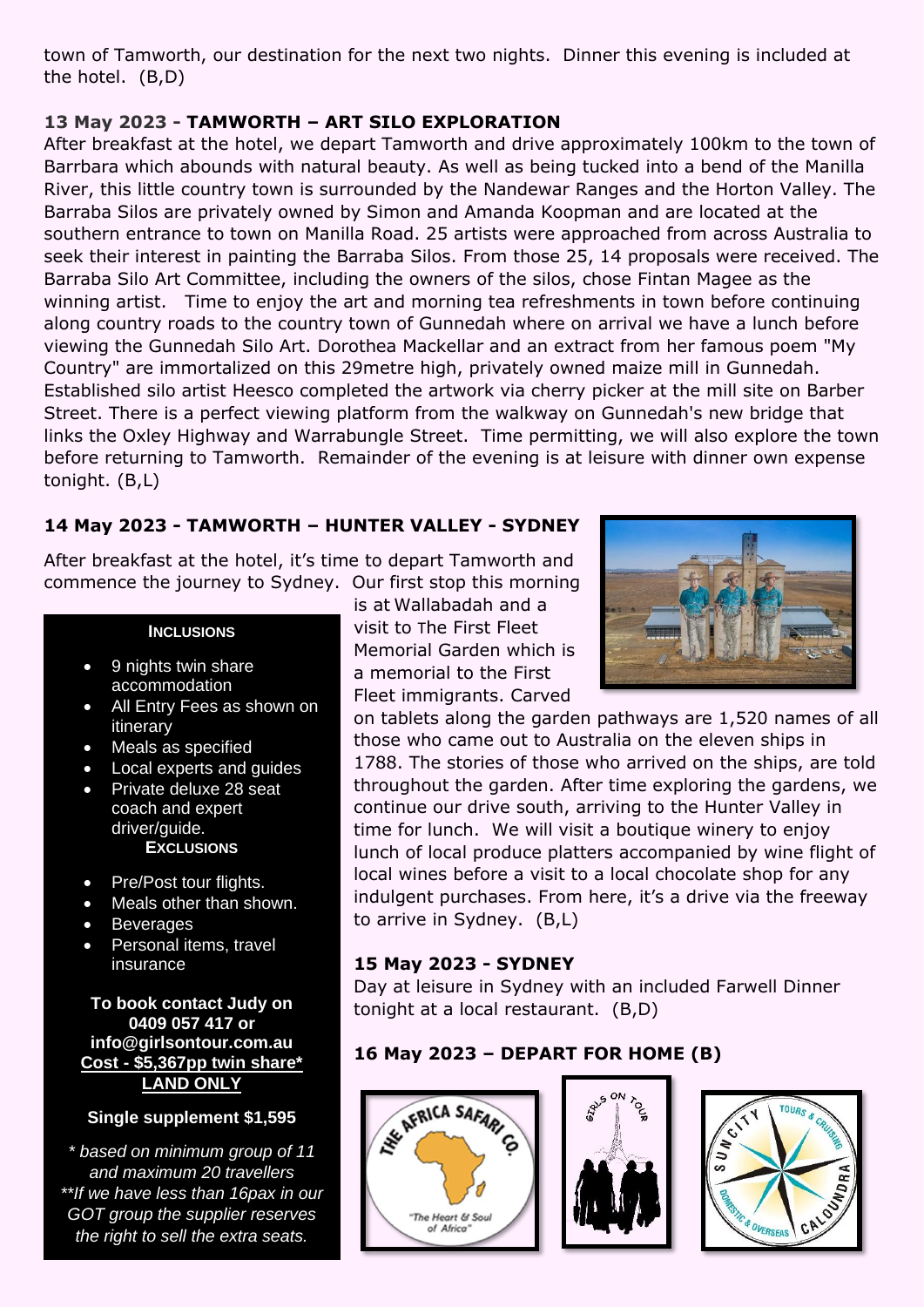town of Tamworth, our destination for the next two nights. Dinner this evening is included at the hotel. (B,D)

### 13 May 2023 - TAMWORTH – ART SILO EXPLORATION

After breakfast at the hotel, we depart Tamworth and drive approximately 100km to the town of Barrbara which abounds with natural beauty. As well as being tucked into a bend of the Manilla River, this little country town is surrounded by the Nandewar Ranges and the Horton Valley. The Barraba Silos are privately owned by Simon and Amanda Koopman and are located at the southern entrance to town on Manilla Road. 25 artists were approached from across Australia to seek their interest in painting the Barraba Silos. From those 25, 14 proposals were received. The Barraba Silo Art Committee, including the owners of the silos, chose Fintan Magee as the winning artist. Time to enjoy the art and morning tea refreshments in town before continuing along country roads to the country town of Gunnedah where on arrival we have a lunch before viewing the Gunnedah Silo Art. Dorothea Mackellar and an extract from her famous poem "My Country" are immortalized on this 29metre high, privately owned maize mill in Gunnedah. Established silo artist Heesco completed the artwork via cherry picker at the mill site on Barber Street. There is a perfect viewing platform from the walkway on Gunnedah's new bridge that links the Oxley Highway and Warrabungle Street. Time permitting, we will also explore the town before returning to Tamworth. Remainder of the evening is at leisure with dinner own expense tonight. (B,L)

### 14 May 2023 - TAMWORTH – HUNTER VALLEY - SYDNEY

After breakfast at the hotel, it's time to depart Tamworth and commence the journey to Sydney. Our first stop this morning is at Wallabadah and a visit to The First Fleet Memorial Garden which is a memorial to the First Fleet immigrants. Carved on tablets along the garden pathways are 1,520 names of all those who came out to Australia on the eleven ships in 1788. The stories of those who arrived on the ships, are told throughout the garden. After time exploring the gardens, we continue our drive south, arriving to the Hunter Valley in time for lunch. We will visit a boutique winery to enjoy lunch of local produce platters accompanied by wine flight of local wines before a visit to a local chocolate shop for any indulgent purchases. From here, it's a drive via the freeway to arrive in Sydney. (B,L)

### 15 May 2023 - SYDNEY

Day at leisure in Sydney with an included Farwell Dinner tonight at a local restaurant. (B,D)

### 16 May 2023 – DEPART FOR HOME (B)

**INCLUSIONS**

- 9 nights twin share accommodation
- All Entry Fees as shown on itinerary
- Meals as specified
- Local experts and guides
- Private deluxe 28 seat coach and expert driver/guide.

**EXCLUSIONS**

- Pre/Post tour flights.
- Meals other than shown.
- Beverages
- Personal items, travel insurance

**To book contact Judy on 0409 057 417 or info@girlsontour.com.au**

**Cost - $5,367pp twin share\***
**LAND ONLY**

**Single supplement $1,595**

*\* based on minimum group of 11 and maximum 20 travellers*
*\*\*If we have less than 16pax in our GOT group the supplier reserves the right to sell the extra seats.*